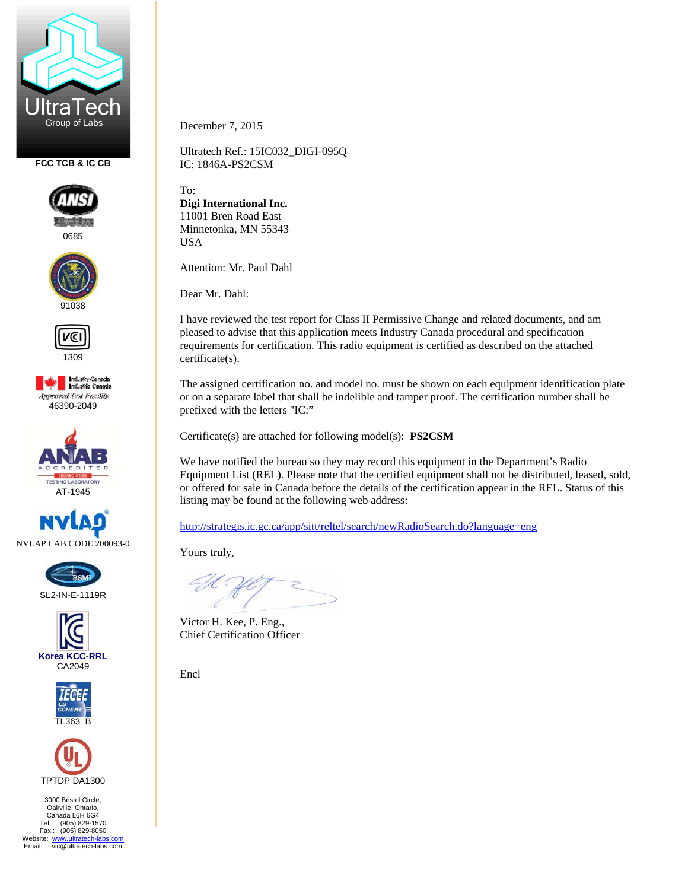UltraTech
Group of Labs

FCC TCB & IC CB

0685

91038

1309

46390-2049

AT-1945

NVLAP LAB CODE 200093-0

SL2-IN-E-1119R

Korea KCC-RRL
CA2049

TL363_B

TPTDP DA1300

3000 Bristol Circle,
Oakville, Ontario,
Canada L6H 6G4
Tel.: (905) 829-1570
Fax.: (905) 829-8050
Website: www.ultratech-labs.com
Email: vic@ultratech-labs.com

December 7, 2015

Ultratech Ref.: 15IC032_DIGI-095Q
IC: 1846A-PS2CSM

To:
**Digi International Inc.**
11001 Bren Road East
Minnetonka, MN 55343
USA

Attention: Mr. Paul Dahl

Dear Mr. Dahl:

I have reviewed the test report for Class II Permissive Change and related documents, and am pleased to advise that this application meets Industry Canada procedural and specification requirements for certification. This radio equipment is certified as described on the attached certificate(s).

The assigned certification no. and model no. must be shown on each equipment identification plate or on a separate label that shall be indelible and tamper proof. The certification number shall be prefixed with the letters "IC:"

Certificate(s) are attached for following model(s): **PS2CSM**

We have notified the bureau so they may record this equipment in the Department's Radio Equipment List (REL). Please note that the certified equipment shall not be distributed, leased, sold, or offered for sale in Canada before the details of the certification appear in the REL. Status of this listing may be found at the following web address:

http://strategis.ic.gc.ca/app/sitt/reltel/search/newRadioSearch.do?language=eng

Yours truly,

Victor H. Kee, P. Eng.,
Chief Certification Officer

Encl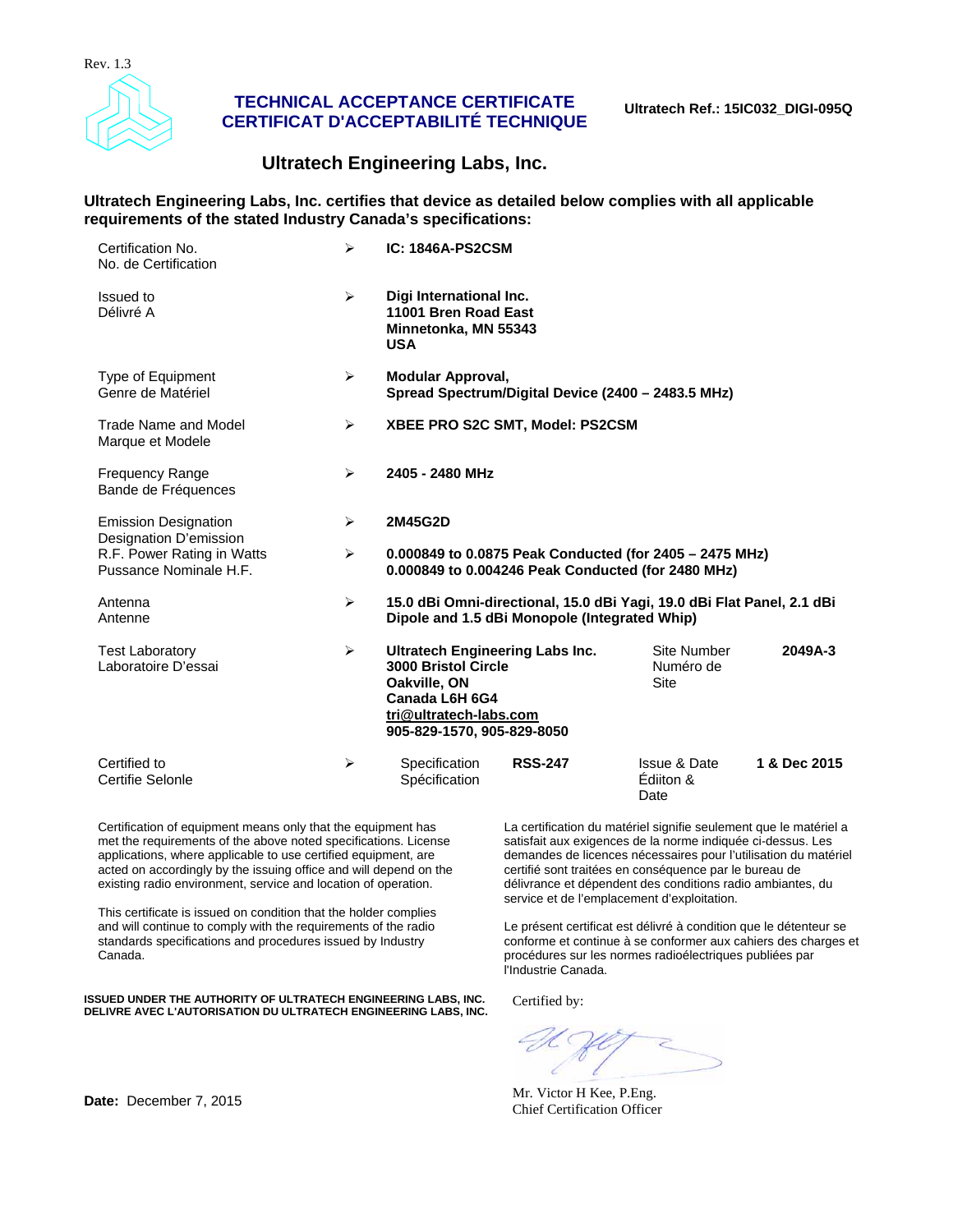Rev. 1.3

# TECHNICAL ACCEPTANCE CERTIFICATE
# CERTIFICAT D'ACCEPTABILITÉ TECHNIQUE

**Ultratech Ref.: 15IC032_DIGI-095Q**

## Ultratech Engineering Labs, Inc.

**Ultratech Engineering Labs, Inc. certifies that device as detailed below complies with all applicable requirements of the stated Industry Canada's specifications:**

| | | |
|---|---|---|
| Certification No.<br>No. de Certification | ➢ | **IC: 1846A-PS2CSM** |
| Issued to<br>Délivré A | ➢ | **Digi International Inc.<br>11001 Bren Road East<br>Minnetonka, MN 55343<br>USA** |
| Type of Equipment<br>Genre de Matériel | ➢ | **Modular Approval,<br>Spread Spectrum/Digital Device (2400 – 2483.5 MHz)** |
| Trade Name and Model<br>Marque et Modele | ➢ | **XBEE PRO S2C SMT, Model: PS2CSM** |
| Frequency Range<br>Bande de Fréquences | ➢ | **2405 - 2480 MHz** |
| Emission Designation<br>Designation D'emission | ➢ | **2M45G2D** |
| R.F. Power Rating in Watts<br>Pussance Nominale H.F. | ➢ | **0.000849 to 0.0875 Peak Conducted (for 2405 – 2475 MHz)<br>0.000849 to 0.004246 Peak Conducted (for 2480 MHz)** |
| Antenna<br>Antenne | ➢ | **15.0 dBi Omni-directional, 15.0 dBi Yagi, 19.0 dBi Flat Panel, 2.1 dBi Dipole and 1.5 dBi Monopole (Integrated Whip)** |
| Test Laboratory<br>Laboratoire D'essai | ➢ | **Ultratech Engineering Labs Inc.<br>3000 Bristol Circle<br>Oakville, ON<br>Canada L6H 6G4<br>tri@ultratech-labs.com<br>905-829-1570, 905-829-8050**<br>Site Number / Numéro de Site: **2049A-3** |
| Certified to<br>Certifie Selonle | ➢ | Specification / Spécification: **RSS-247**<br>Issue & Date / Édiiton & Date: **1 & Dec 2015** |

Certification of equipment means only that the equipment has met the requirements of the above noted specifications. License applications, where applicable to use certified equipment, are acted on accordingly by the issuing office and will depend on the existing radio environment, service and location of operation.

This certificate is issued on condition that the holder complies and will continue to comply with the requirements of the radio standards specifications and procedures issued by Industry Canada.

La certification du matériel signifie seulement que le matériel a satisfait aux exigences de la norme indiquée ci-dessus. Les demandes de licences nécessaires pour l'utilisation du matériel certifié sont traitées en conséquence par le bureau de délivrance et dépendent des conditions radio ambiantes, du service et de l'emplacement d'exploitation.

Le présent certificat est délivré à condition que le détenteur se conforme et continue à se conformer aux cahiers des charges et procédures sur les normes radioélectriques publiées par l'Industrie Canada.

**ISSUED UNDER THE AUTHORITY OF ULTRATECH ENGINEERING LABS, INC.**
**DELIVRE AVEC L'AUTORISATION DU ULTRATECH ENGINEERING LABS, INC.**

Certified by:

Mr. Victor H Kee, P.Eng.
Chief Certification Officer

**Date:** December 7, 2015